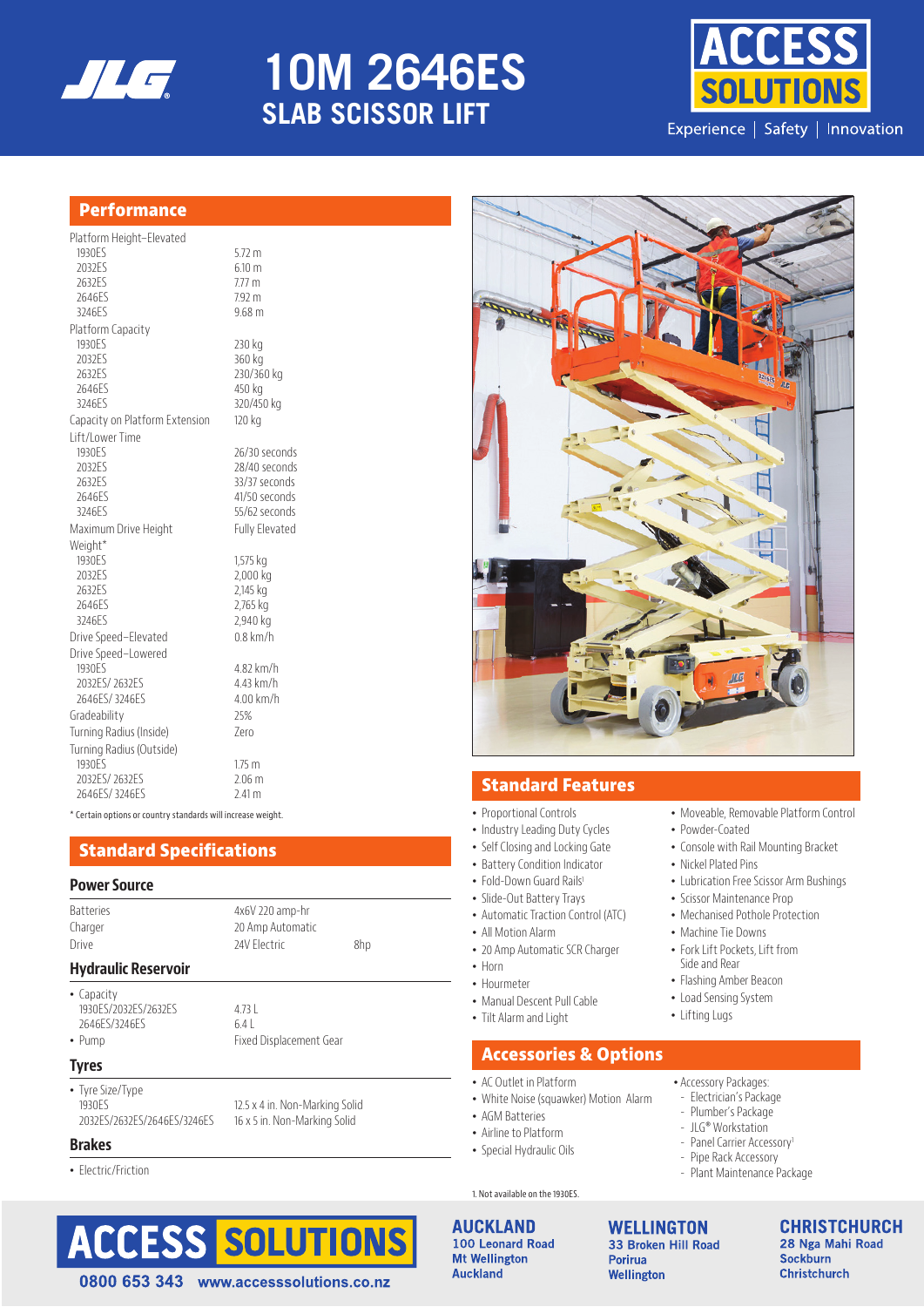# 10M 2646ES

## SLAB SCISSOR LIFT

Experience | Safety | Innovation

## Performance

| | |
|---|---|
| Platform Height–Elevated | |
| 1930ES | 5.72 m |
| 2032ES | 6.10 m |
| 2632ES | 7.77 m |
| 2646ES | 7.92 m |
| 3246ES | 9.68 m |
| Platform Capacity | |
| 1930ES | 230 kg |
| 2032ES | 360 kg |
| 2632ES | 230/360 kg |
| 2646ES | 450 kg |
| 3246ES | 320/450 kg |
| Capacity on Platform Extension | 120 kg |
| Lift/Lower Time | |
| 1930ES | 26/30 seconds |
| 2032ES | 28/40 seconds |
| 2632ES | 33/37 seconds |
| 2646ES | 41/50 seconds |
| 3246ES | 55/62 seconds |
| Maximum Drive Height | Fully Elevated |
| Weight* | |
| 1930ES | 1,575 kg |
| 2032ES | 2,000 kg |
| 2632ES | 2,145 kg |
| 2646ES | 2,765 kg |
| 3246ES | 2,940 kg |
| Drive Speed–Elevated | 0.8 km/h |
| Drive Speed–Lowered | |
| 1930ES | 4.82 km/h |
| 2032ES/ 2632ES | 4.43 km/h |
| 2646ES/ 3246ES | 4.00 km/h |
| Gradeability | 25% |
| Turning Radius (Inside) | Zero |
| Turning Radius (Outside) | |
| 1930ES | 1.75 m |
| 2032ES/ 2632ES | 2.06 m |
| 2646ES/ 3246ES | 2.41 m |

\* Certain options or country standards will increase weight.

## Standard Specifications

### Power Source

| | | |
|---|---|---|
| Batteries | 4x6V 220 amp-hr | |
| Charger | 20 Amp Automatic | |
| Drive | 24V Electric | 8hp |

### Hydraulic Reservoir

- Capacity
  - 1930ES/2032ES/2632ES — 4.73 L
  - 2646ES/3246ES — 6.4 L
- Pump — Fixed Displacement Gear

### Tyres

- Tyre Size/Type
  - 1930ES — 12.5 x 4 in. Non-Marking Solid
  - 2032ES/2632ES/2646ES/3246ES — 16 x 5 in. Non-Marking Solid

### Brakes

- Electric/Friction

## Standard Features

- Proportional Controls
- Industry Leading Duty Cycles
- Self Closing and Locking Gate
- Battery Condition Indicator
- Fold-Down Guard Rails[1]
- Slide-Out Battery Trays
- Automatic Traction Control (ATC)
- All Motion Alarm
- 20 Amp Automatic SCR Charger
- Horn
- Hourmeter
- Manual Descent Pull Cable
- Tilt Alarm and Light
- Moveable, Removable Platform Control
- Powder-Coated
- Console with Rail Mounting Bracket
- Nickel Plated Pins
- Lubrication Free Scissor Arm Bushings
- Scissor Maintenance Prop
- Mechanised Pothole Protection
- Machine Tie Downs
- Fork Lift Pockets, Lift from Side and Rear
- Flashing Amber Beacon
- Load Sensing System
- Lifting Lugs

## Accessories & Options

- AC Outlet in Platform
- White Noise (squawker) Motion Alarm
- AGM Batteries
- Airline to Platform
- Special Hydraulic Oils
- Accessory Packages:
  - Electrician's Package
  - Plumber's Package
  - JLG® Workstation
  - Panel Carrier Accessory[1]
  - Pipe Rack Accessory
  - Plant Maintenance Package

1. Not available on the 1930ES.

ACCESS SOLUTIONS
0800 653 343 www.accesssolutions.co.nz

**AUCKLAND**
100 Leonard Road
Mt Wellington
Auckland

**WELLINGTON**
33 Broken Hill Road
Porirua
Wellington

**CHRISTCHURCH**
28 Nga Mahi Road
Sockburn
Christchurch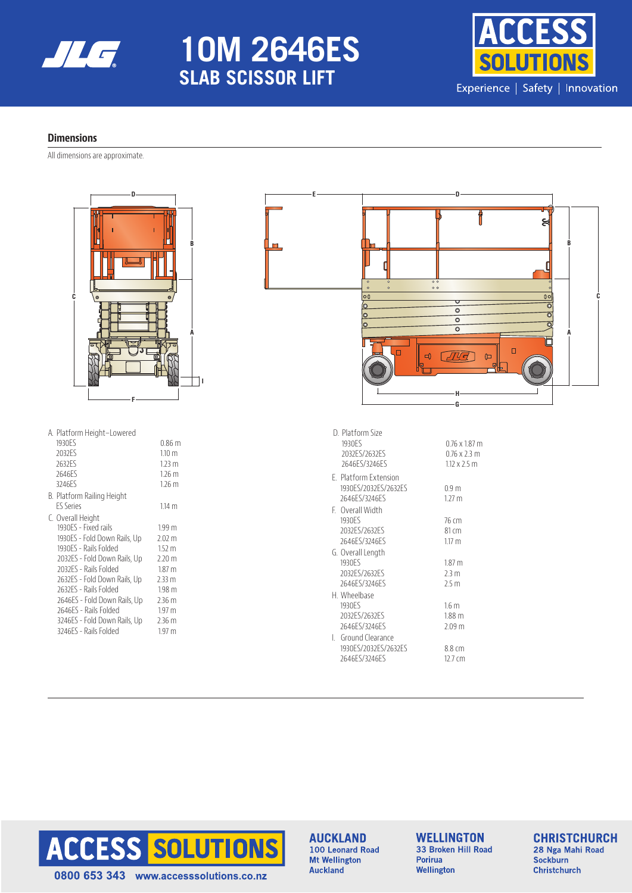# 10M 2646ES

## SLAB SCISSOR LIFT

ACCESS SOLUTIONS

Experience | Safety | Innovation

### Dimensions

All dimensions are approximate.

D

B

C

A

I

F

E

D

B

C

A

H

G

| | |
|---|---|
| A. Platform Height–Lowered | |
| 1930ES | 0.86 m |
| 2032ES | 1.10 m |
| 2632ES | 1.23 m |
| 2646ES | 1.26 m |
| 3246ES | 1.26 m |
| B. Platform Railing Height | |
| ES Series | 1.14 m |
| C. Overall Height | |
| 1930ES - Fixed rails | 1.99 m |
| 1930ES - Fold Down Rails, Up | 2.02 m |
| 1930ES - Rails Folded | 1.52 m |
| 2032ES - Fold Down Rails, Up | 2.20 m |
| 2032ES - Rails Folded | 1.87 m |
| 2632ES - Fold Down Rails, Up | 2.33 m |
| 2632ES - Rails Folded | 1.98 m |
| 2646ES - Fold Down Rails, Up | 2.36 m |
| 2646ES - Rails Folded | 1.97 m |
| 3246ES - Fold Down Rails, Up | 2.36 m |
| 3246ES - Rails Folded | 1.97 m |

| | |
|---|---|
| D. Platform Size | |
| 1930ES | 0.76 x 1.87 m |
| 2032ES/2632ES | 0.76 x 2.3 m |
| 2646ES/3246ES | 1.12 x 2.5 m |
| E. Platform Extension | |
| 1930ES/2032ES/2632ES | 0.9 m |
| 2646ES/3246ES | 1.27 m |
| F. Overall Width | |
| 1930ES | 76 cm |
| 2032ES/2632ES | 81 cm |
| 2646ES/3246ES | 1.17 m |
| G. Overall Length | |
| 1930ES | 1.87 m |
| 2032ES/2632ES | 2.3 m |
| 2646ES/3246ES | 2.5 m |
| H. Wheelbase | |
| 1930ES | 1.6 m |
| 2032ES/2632ES | 1.88 m |
| 2646ES/3246ES | 2.09 m |
| I. Ground Clearance | |
| 1930ES/2032ES/2632ES | 8.8 cm |
| 2646ES/3246ES | 12.7 cm |

ACCESS SOLUTIONS

0800 653 343 www.accesssolutions.co.nz

**AUCKLAND**
100 Leonard Road
Mt Wellington
Auckland

**WELLINGTON**
33 Broken Hill Road
Porirua
Wellington

**CHRISTCHURCH**
28 Nga Mahi Road
Sockburn
Christchurch